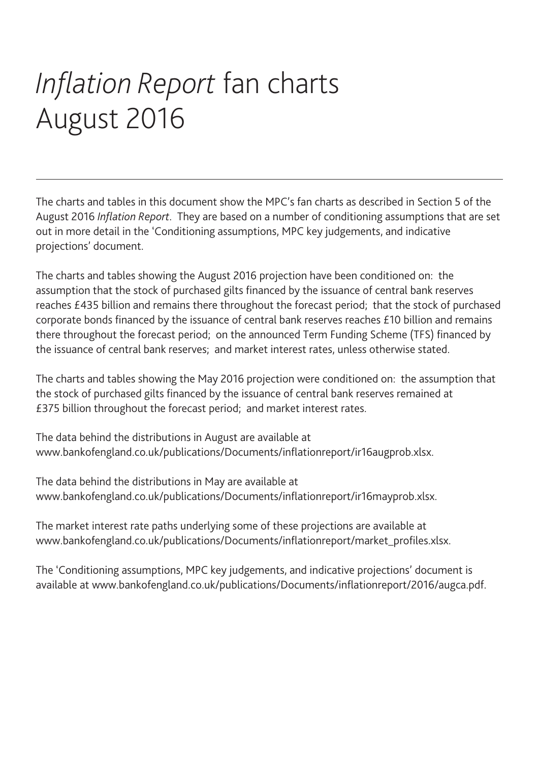# *Inflation Report* fan charts August 2016

The charts and tables in this document show the MPC's fan charts as described in Section 5 of the August 2016 *Inflation Report*. They are based on a number of conditioning assumptions that are set out in more detail in the 'Conditioning assumptions, MPC key judgements, and indicative projections' document.

The charts and tables showing the August 2016 projection have been conditioned on: the assumption that the stock of purchased gilts financed by the issuance of central bank reserves reaches £435 billion and remains there throughout the forecast period; that the stock of purchased corporate bonds financed by the issuance of central bank reserves reaches £10 billion and remains there throughout the forecast period; on the announced Term Funding Scheme (TFS) financed by the issuance of central bank reserves; and market interest rates, unless otherwise stated.

The charts and tables showing the May 2016 projection were conditioned on: the assumption that the stock of purchased gilts financed by the issuance of central bank reserves remained at £375 billion throughout the forecast period; and market interest rates.

The data behind the distributions in August are available at www.bankofengland.co.uk/publications/Documents/inflationreport/ir16augprob.xlsx.

The data behind the distributions in May are available at www.bankofengland.co.uk/publications/Documents/inflationreport/ir16mayprob.xlsx.

The market interest rate paths underlying some of these projections are available at www.bankofengland.co.uk/publications/Documents/inflationreport/market_profiles.xlsx.

The 'Conditioning assumptions, MPC key judgements, and indicative projections' document is available at www.bankofengland.co.uk/publications/Documents/inflationreport/2016/augca.pdf.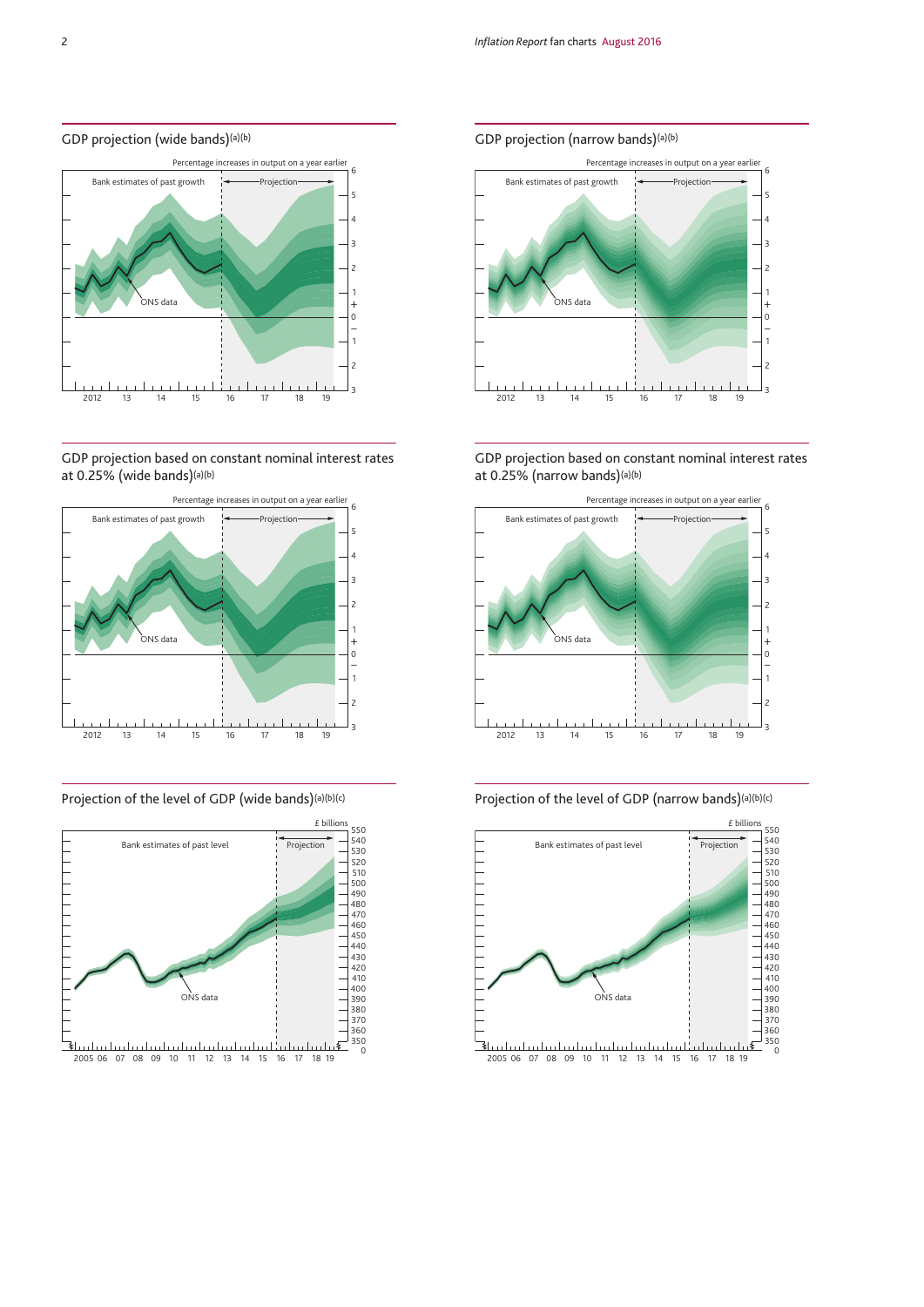## GDP projection (wide bands)[(a)(b)]

Percentage increases in output on a year earlier

Bank estimates of past growth

Projection

ONS data

## GDP projection (narrow bands)[(a)(b)]

Percentage increases in output on a year earlier

Bank estimates of past growth

Projection

ONS data

## GDP projection based on constant nominal interest rates at 0.25% (wide bands)[(a)(b)]

Percentage increases in output on a year earlier

Bank estimates of past growth

Projection

ONS data

## GDP projection based on constant nominal interest rates at 0.25% (narrow bands)[(a)(b)]

Percentage increases in output on a year earlier

Bank estimates of past growth

Projection

ONS data

## Projection of the level of GDP (wide bands)[(a)(b)(c)]

£ billions

Bank estimates of past level

Projection

ONS data

## Projection of the level of GDP (narrow bands)[(a)(b)(c)]

£ billions

Bank estimates of past level

Projection

ONS data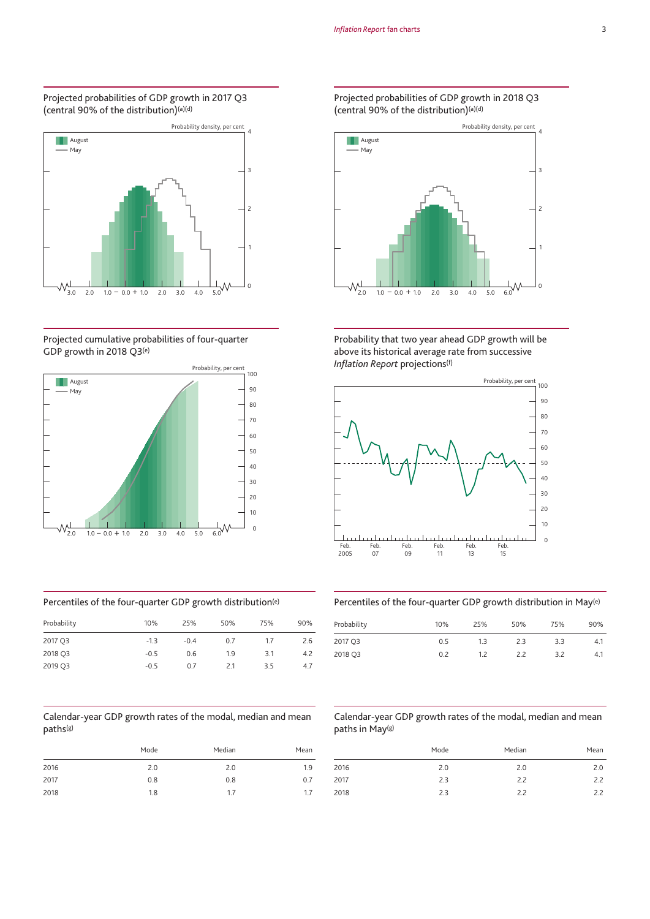## Projected probabilities of GDP growth in 2017 Q3 (central 90% of the distribution)[(a)(d)]

August
May

Probability density, per cent

## Projected probabilities of GDP growth in 2018 Q3 (central 90% of the distribution)[(a)(d)]

August
May

Probability density, per cent

## Projected cumulative probabilities of four-quarter GDP growth in 2018 Q3[(e)]

August
May

Probability, per cent

## Probability that two year ahead GDP growth will be above its historical average rate from successive *Inflation Report* projections[(f)]

Probability, per cent

## Percentiles of the four-quarter GDP growth distribution[(e)]

| Probability | 10% | 25% | 50% | 75% | 90% |
|---|---|---|---|---|---|
| 2017 Q3 | -1.3 | -0.4 | 0.7 | 1.7 | 2.6 |
| 2018 Q3 | -0.5 | 0.6 | 1.9 | 3.1 | 4.2 |
| 2019 Q3 | -0.5 | 0.7 | 2.1 | 3.5 | 4.7 |

## Percentiles of the four-quarter GDP growth distribution in May[(e)]

| Probability | 10% | 25% | 50% | 75% | 90% |
|---|---|---|---|---|---|
| 2017 Q3 | 0.5 | 1.3 | 2.3 | 3.3 | 4.1 |
| 2018 Q3 | 0.2 | 1.2 | 2.2 | 3.2 | 4.1 |

## Calendar-year GDP growth rates of the modal, median and mean paths[(g)]

| | Mode | Median | Mean |
|---|---|---|---|
| 2016 | 2.0 | 2.0 | 1.9 |
| 2017 | 0.8 | 0.8 | 0.7 |
| 2018 | 1.8 | 1.7 | 1.7 |

## Calendar-year GDP growth rates of the modal, median and mean paths in May[(g)]

| | Mode | Median | Mean |
|---|---|---|---|
| 2016 | 2.0 | 2.0 | 2.0 |
| 2017 | 2.3 | 2.2 | 2.2 |
| 2018 | 2.3 | 2.2 | 2.2 |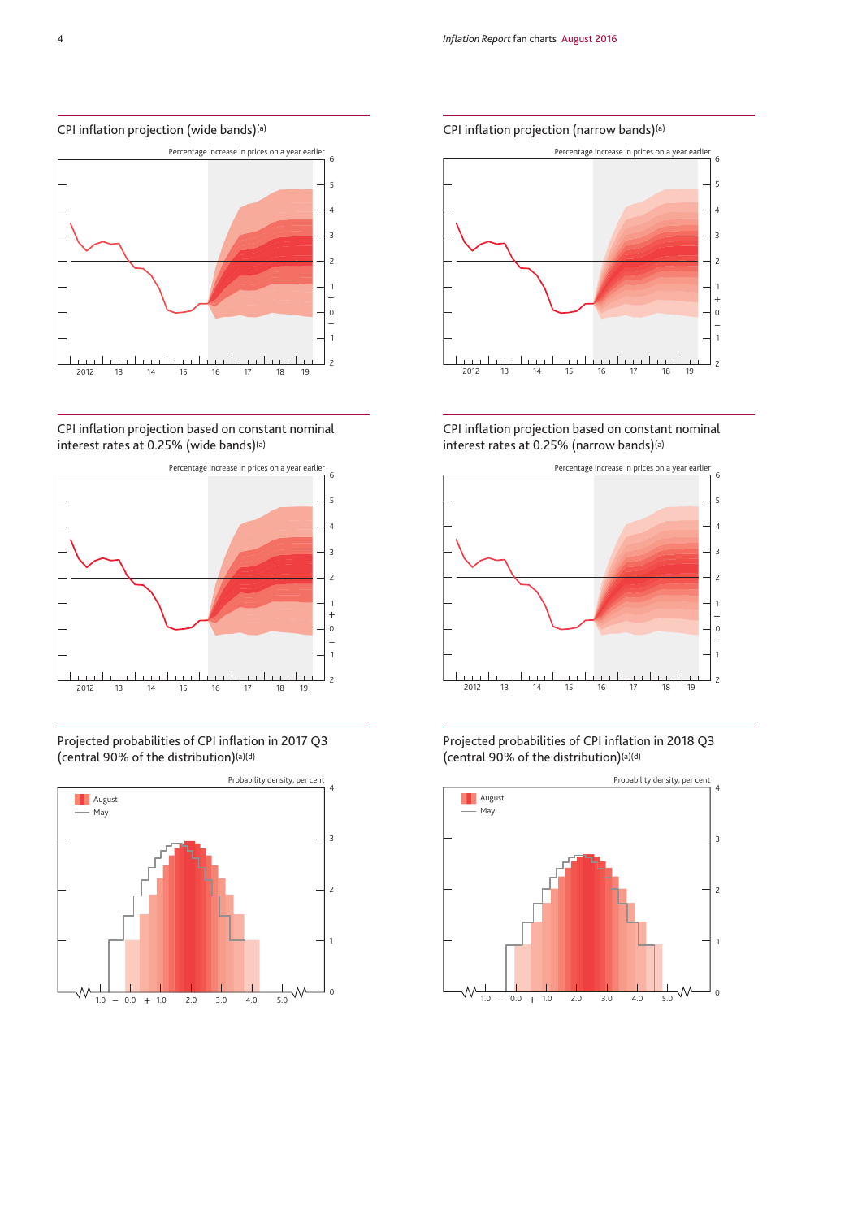## CPI inflation projection (wide bands)[a]

Percentage increase in prices on a year earlier

## CPI inflation projection (narrow bands)[a]

Percentage increase in prices on a year earlier

## CPI inflation projection based on constant nominal interest rates at 0.25% (wide bands)[a]

Percentage increase in prices on a year earlier

## CPI inflation projection based on constant nominal interest rates at 0.25% (narrow bands)[a]

Percentage increase in prices on a year earlier

## Projected probabilities of CPI inflation in 2017 Q3 (central 90% of the distribution)[a][d]

Probability density, per cent

August

May

## Projected probabilities of CPI inflation in 2018 Q3 (central 90% of the distribution)[a][d]

Probability density, per cent

August

May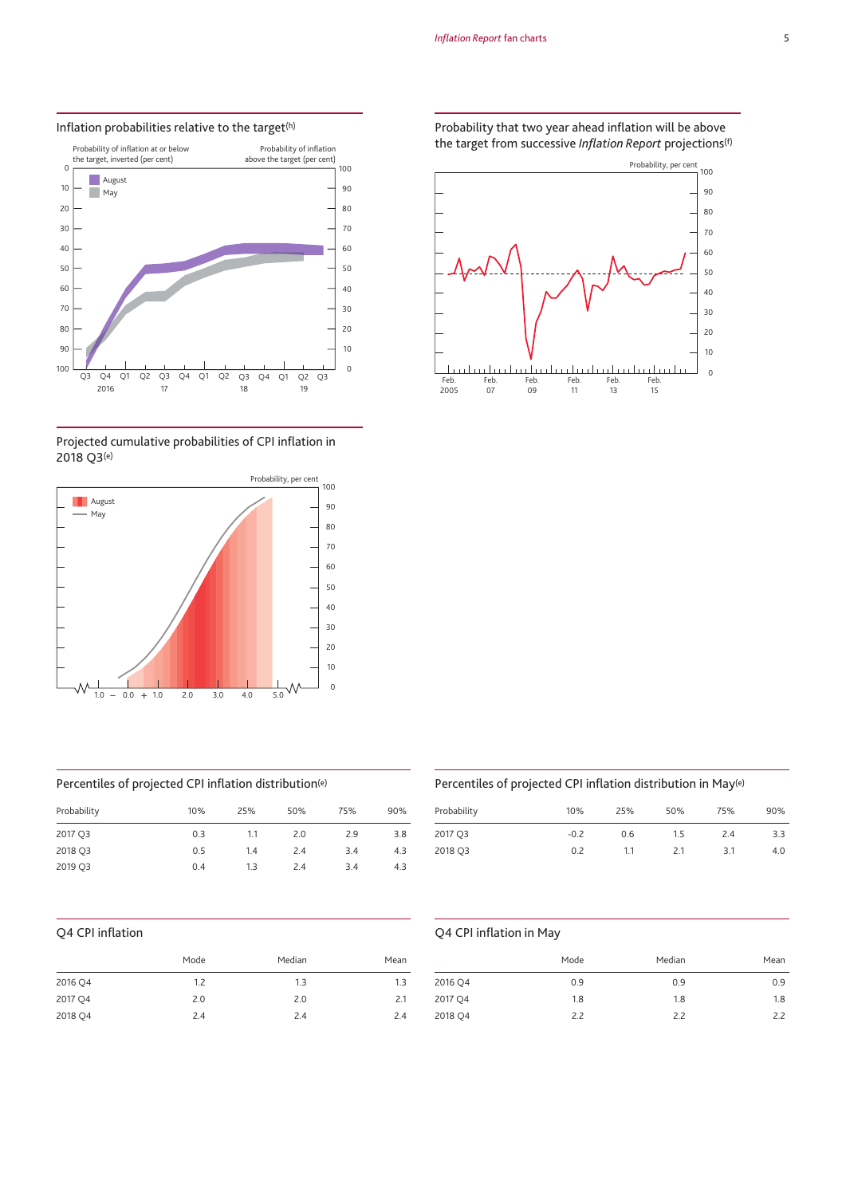## Inflation probabilities relative to the target[h]

Probability of inflation at or below the target, inverted (per cent)

Probability of inflation above the target (per cent)

August

May

## Probability that two year ahead inflation will be above the target from successive *Inflation Report* projections[f]

Probability, per cent

## Projected cumulative probabilities of CPI inflation in 2018 Q3[e]

Probability, per cent

August

May

## Percentiles of projected CPI inflation distribution[e]

| Probability | 10% | 25% | 50% | 75% | 90% |
|---|---|---|---|---|---|
| 2017 Q3 | 0.3 | 1.1 | 2.0 | 2.9 | 3.8 |
| 2018 Q3 | 0.5 | 1.4 | 2.4 | 3.4 | 4.3 |
| 2019 Q3 | 0.4 | 1.3 | 2.4 | 3.4 | 4.3 |

## Percentiles of projected CPI inflation distribution in May[e]

| Probability | 10% | 25% | 50% | 75% | 90% |
|---|---|---|---|---|---|
| 2017 Q3 | -0.2 | 0.6 | 1.5 | 2.4 | 3.3 |
| 2018 Q3 | 0.2 | 1.1 | 2.1 | 3.1 | 4.0 |

## Q4 CPI inflation

| | Mode | Median | Mean |
|---|---|---|---|
| 2016 Q4 | 1.2 | 1.3 | 1.3 |
| 2017 Q4 | 2.0 | 2.0 | 2.1 |
| 2018 Q4 | 2.4 | 2.4 | 2.4 |

## Q4 CPI inflation in May

| | Mode | Median | Mean |
|---|---|---|---|
| 2016 Q4 | 0.9 | 0.9 | 0.9 |
| 2017 Q4 | 1.8 | 1.8 | 1.8 |
| 2018 Q4 | 2.2 | 2.2 | 2.2 |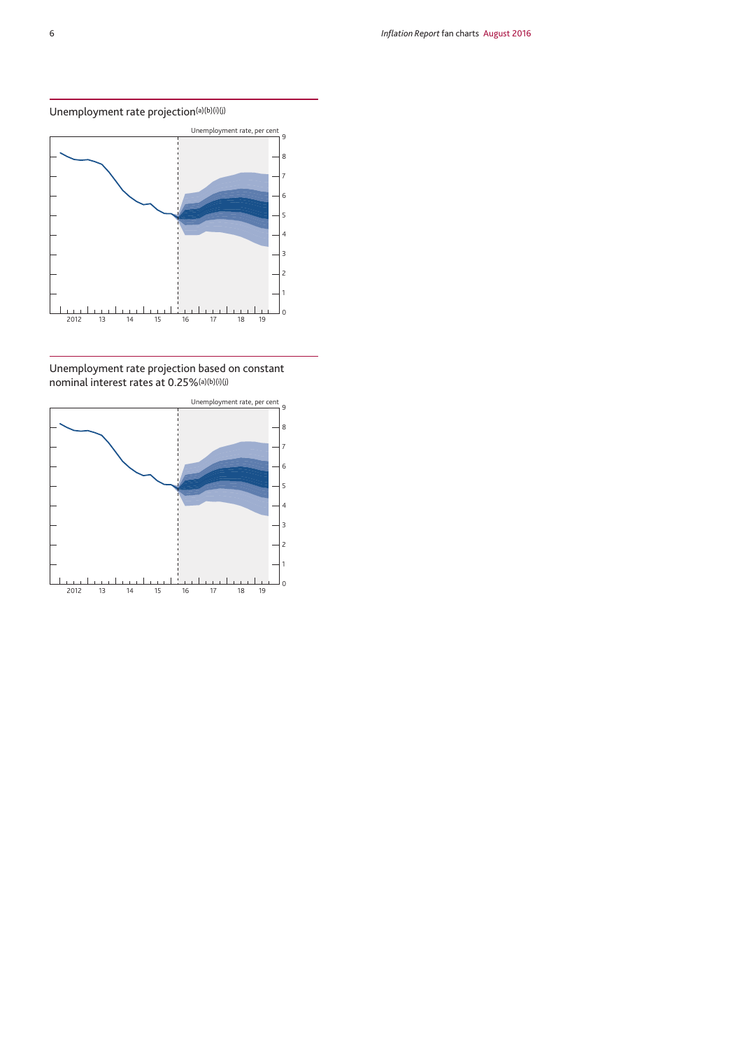## Unemployment rate projection[a][b][i][j]

Unemployment rate, per cent

## Unemployment rate projection based on constant nominal interest rates at 0.25%[a][b][i][j]

Unemployment rate, per cent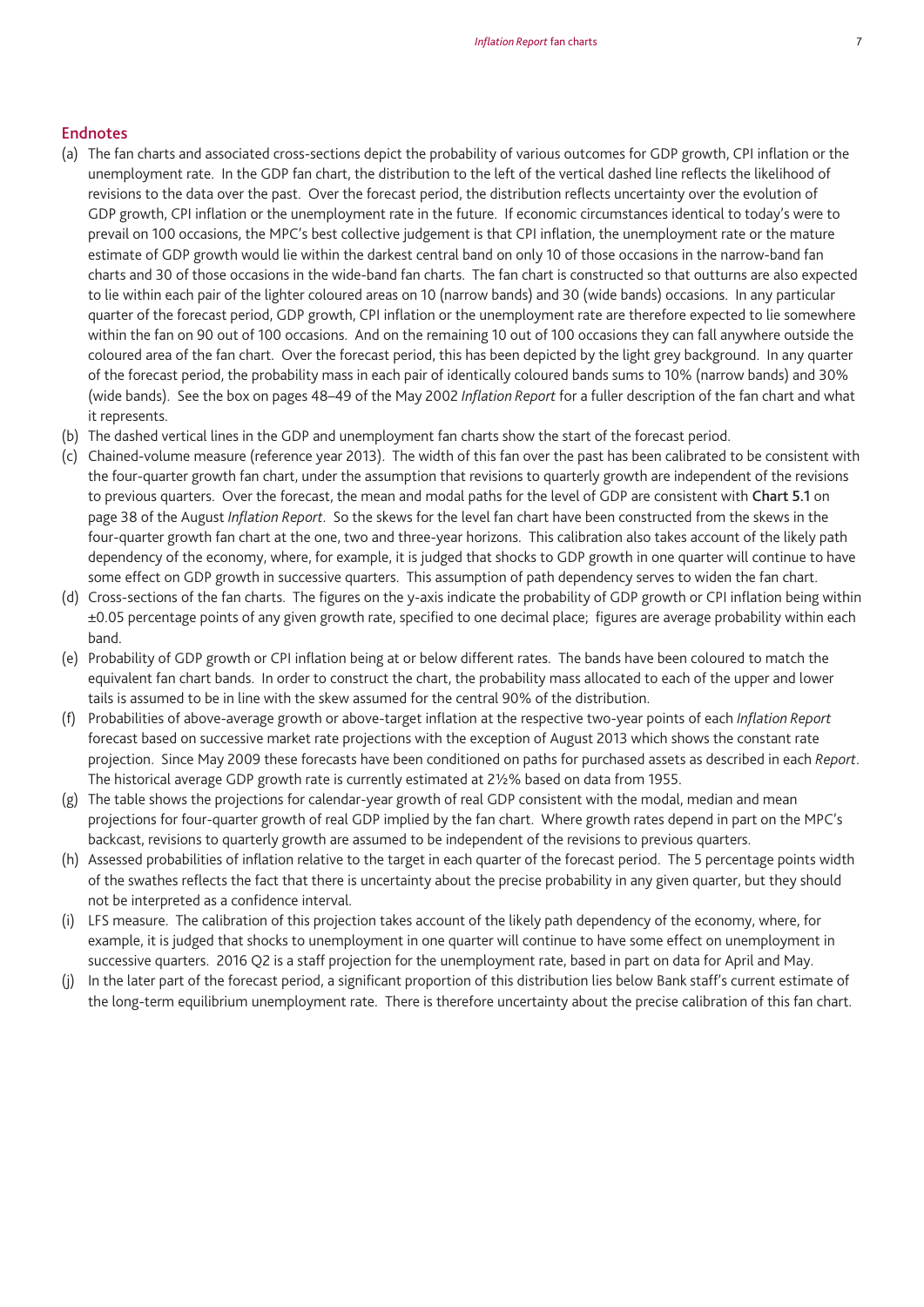## Endnotes

(a) The fan charts and associated cross-sections depict the probability of various outcomes for GDP growth, CPI inflation or the unemployment rate. In the GDP fan chart, the distribution to the left of the vertical dashed line reflects the likelihood of revisions to the data over the past. Over the forecast period, the distribution reflects uncertainty over the evolution of GDP growth, CPI inflation or the unemployment rate in the future. If economic circumstances identical to today's were to prevail on 100 occasions, the MPC's best collective judgement is that CPI inflation, the unemployment rate or the mature estimate of GDP growth would lie within the darkest central band on only 10 of those occasions in the narrow-band fan charts and 30 of those occasions in the wide-band fan charts. The fan chart is constructed so that outturns are also expected to lie within each pair of the lighter coloured areas on 10 (narrow bands) and 30 (wide bands) occasions. In any particular quarter of the forecast period, GDP growth, CPI inflation or the unemployment rate are therefore expected to lie somewhere within the fan on 90 out of 100 occasions. And on the remaining 10 out of 100 occasions they can fall anywhere outside the coloured area of the fan chart. Over the forecast period, this has been depicted by the light grey background. In any quarter of the forecast period, the probability mass in each pair of identically coloured bands sums to 10% (narrow bands) and 30% (wide bands). See the box on pages 48–49 of the May 2002 *Inflation Report* for a fuller description of the fan chart and what it represents.

(b) The dashed vertical lines in the GDP and unemployment fan charts show the start of the forecast period.

(c) Chained-volume measure (reference year 2013). The width of this fan over the past has been calibrated to be consistent with the four-quarter growth fan chart, under the assumption that revisions to quarterly growth are independent of the revisions to previous quarters. Over the forecast, the mean and modal paths for the level of GDP are consistent with **Chart 5.1** on page 38 of the August *Inflation Report*. So the skews for the level fan chart have been constructed from the skews in the four-quarter growth fan chart at the one, two and three-year horizons. This calibration also takes account of the likely path dependency of the economy, where, for example, it is judged that shocks to GDP growth in one quarter will continue to have some effect on GDP growth in successive quarters. This assumption of path dependency serves to widen the fan chart.

(d) Cross-sections of the fan charts. The figures on the y-axis indicate the probability of GDP growth or CPI inflation being within ±0.05 percentage points of any given growth rate, specified to one decimal place; figures are average probability within each band.

(e) Probability of GDP growth or CPI inflation being at or below different rates. The bands have been coloured to match the equivalent fan chart bands. In order to construct the chart, the probability mass allocated to each of the upper and lower tails is assumed to be in line with the skew assumed for the central 90% of the distribution.

(f) Probabilities of above-average growth or above-target inflation at the respective two-year points of each *Inflation Report* forecast based on successive market rate projections with the exception of August 2013 which shows the constant rate projection. Since May 2009 these forecasts have been conditioned on paths for purchased assets as described in each *Report*. The historical average GDP growth rate is currently estimated at 2½% based on data from 1955.

(g) The table shows the projections for calendar-year growth of real GDP consistent with the modal, median and mean projections for four-quarter growth of real GDP implied by the fan chart. Where growth rates depend in part on the MPC's backcast, revisions to quarterly growth are assumed to be independent of the revisions to previous quarters.

(h) Assessed probabilities of inflation relative to the target in each quarter of the forecast period. The 5 percentage points width of the swathes reflects the fact that there is uncertainty about the precise probability in any given quarter, but they should not be interpreted as a confidence interval.

(i) LFS measure. The calibration of this projection takes account of the likely path dependency of the economy, where, for example, it is judged that shocks to unemployment in one quarter will continue to have some effect on unemployment in successive quarters. 2016 Q2 is a staff projection for the unemployment rate, based in part on data for April and May.

(j) In the later part of the forecast period, a significant proportion of this distribution lies below Bank staff's current estimate of the long-term equilibrium unemployment rate. There is therefore uncertainty about the precise calibration of this fan chart.